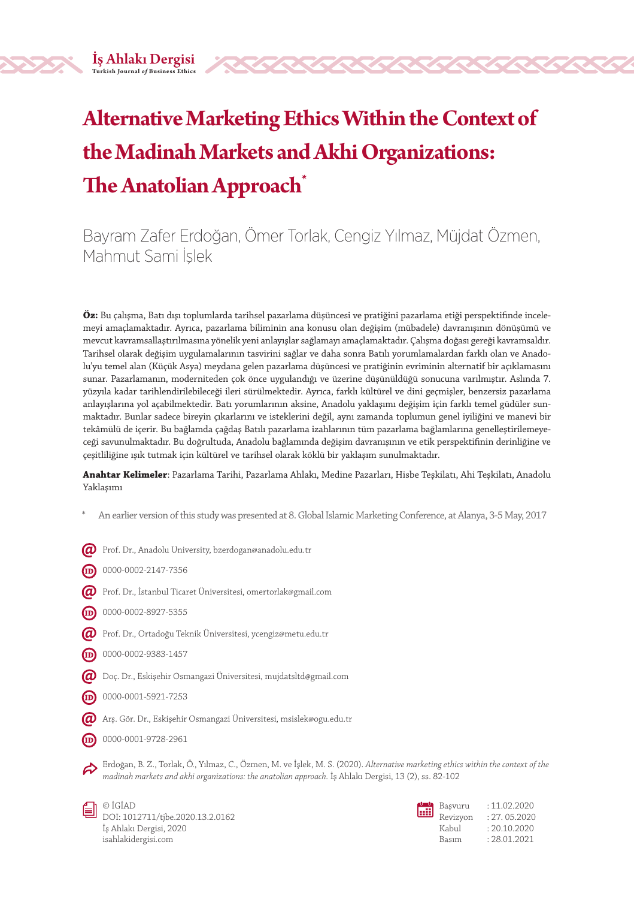# Alternative Marketing Ethics Within the Context of the Madinah Markets and Akhi Organizations: The Anatolian Approach*

Bayram Zafer Erdoğan, Ömer Torlak, Cengiz Yılmaz, Müjdat Özmen, Mahmut Sami İşlek

**Öz:** Bu çalışma, Batı dışı toplumlarda tarihsel pazarlama düşüncesi ve pratiğini pazarlama etiği perspektifinde incelemeyi amaçlamaktadır. Ayrıca, pazarlama biliminin ana konusu olan değişim (mübadele) davranışının dönüşümü ve mevcut kavramsallaştırılmasına yönelik yeni anlayışlar sağlamayı amaçlamaktadır. Çalışma doğası gereği kavramsaldır. Tarihsel olarak değişim uygulamalarının tasvirini sağlar ve daha sonra Batılı yorumlamalardan farklı olan ve Anadolu'yu temel alan (Küçük Asya) meydana gelen pazarlama düşüncesi ve pratiğinin evriminin alternatif bir açıklamasını sunar. Pazarlamanın, moderniteden çok önce uygulandığı ve üzerine düşünüldüğü sonucuna varılmıştır. Aslında 7. yüzyıla kadar tarihlendirilebileceği ileri sürülmektedir. Ayrıca, farklı kültürel ve dini geçmişler, benzersiz pazarlama anlayışlarına yol açabilmektedir. Batı yorumlarının aksine, Anadolu yaklaşımı değişim için farklı temel güdüler sunmaktadır. Bunlar sadece bireyin çıkarlarını ve isteklerini değil, aynı zamanda toplumun genel iyiliğini ve manevi bir tekâmülü de içerir. Bu bağlamda çağdaş Batılı pazarlama izahlarının tüm pazarlama bağlamlarına genelleştirilemeyeceği savunulmaktadır. Bu doğrultuda, Anadolu bağlamında değişim davranışının ve etik perspektifinin derinliğine ve çeşitliliğine ışık tutmak için kültürel ve tarihsel olarak köklü bir yaklaşım sunulmaktadır.

**Anahtar Kelimeler**: Pazarlama Tarihi, Pazarlama Ahlakı, Medine Pazarları, Hisbe Teşkilatı, Ahi Teşkilatı, Anadolu Yaklaşımı

\* An earlier version of this study was presented at 8. Global Islamic Marketing Conference, at Alanya, 3-5 May, 2017

Prof. Dr., Anadolu University, bzerdogan@anadolu.edu.tr
0000-0002-2147-7356

Prof. Dr., İstanbul Ticaret Üniversitesi, omertorlak@gmail.com
0000-0002-8927-5355

Prof. Dr., Ortadoğu Teknik Üniversitesi, ycengiz@metu.edu.tr
0000-0002-9383-1457

Doç. Dr., Eskişehir Osmangazi Üniversitesi, mujdatsltd@gmail.com
0000-0001-5921-7253

Arş. Gör. Dr., Eskişehir Osmangazi Üniversitesi, msislek@ogu.edu.tr
0000-0001-9728-2961

Erdoğan, B. Z., Torlak, Ö., Yılmaz, C., Özmen, M. ve İşlek, M. S. (2020). *Alternative marketing ethics within the context of the madinah markets and akhi organizations: the anatolian approach.* İş Ahlakı Dergisi, 13 (2), ss. 82-102

© İGİAD
DOI: 1012711/tjbe.2020.13.2.0162
İş Ahlakı Dergisi, 2020
isahlakidergisi.com

| | |
|---|---|
| Başvuru | : 11.02.2020 |
| Revizyon | : 27. 05.2020 |
| Kabul | : 20.10.2020 |
| Basım | : 28.01.2021 |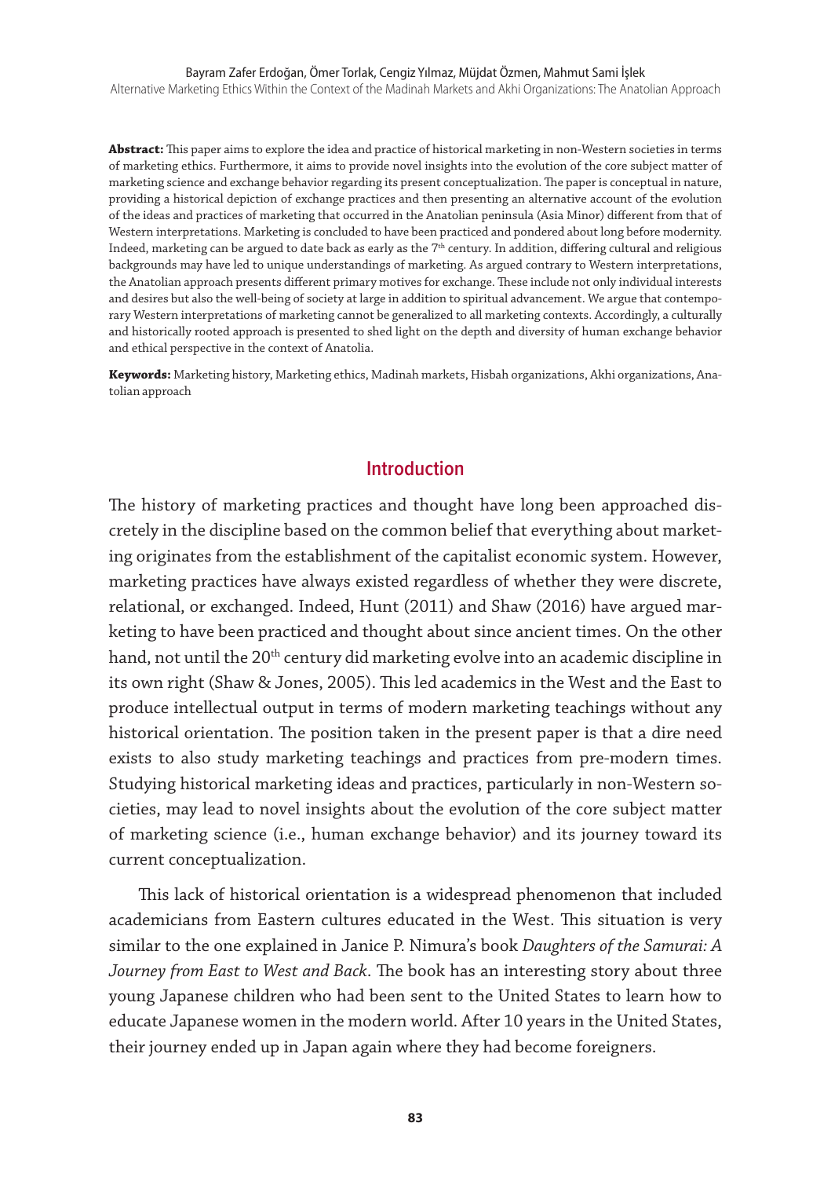**Abstract:** This paper aims to explore the idea and practice of historical marketing in non-Western societies in terms of marketing ethics. Furthermore, it aims to provide novel insights into the evolution of the core subject matter of marketing science and exchange behavior regarding its present conceptualization. The paper is conceptual in nature, providing a historical depiction of exchange practices and then presenting an alternative account of the evolution of the ideas and practices of marketing that occurred in the Anatolian peninsula (Asia Minor) different from that of Western interpretations. Marketing is concluded to have been practiced and pondered about long before modernity. Indeed, marketing can be argued to date back as early as the 7th century. In addition, differing cultural and religious backgrounds may have led to unique understandings of marketing. As argued contrary to Western interpretations, the Anatolian approach presents different primary motives for exchange. These include not only individual interests and desires but also the well-being of society at large in addition to spiritual advancement. We argue that contemporary Western interpretations of marketing cannot be generalized to all marketing contexts. Accordingly, a culturally and historically rooted approach is presented to shed light on the depth and diversity of human exchange behavior and ethical perspective in the context of Anatolia.

**Keywords:** Marketing history, Marketing ethics, Madinah markets, Hisbah organizations, Akhi organizations, Anatolian approach

## Introduction

The history of marketing practices and thought have long been approached discretely in the discipline based on the common belief that everything about marketing originates from the establishment of the capitalist economic system. However, marketing practices have always existed regardless of whether they were discrete, relational, or exchanged. Indeed, Hunt (2011) and Shaw (2016) have argued marketing to have been practiced and thought about since ancient times. On the other hand, not until the 20th century did marketing evolve into an academic discipline in its own right (Shaw & Jones, 2005). This led academics in the West and the East to produce intellectual output in terms of modern marketing teachings without any historical orientation. The position taken in the present paper is that a dire need exists to also study marketing teachings and practices from pre-modern times. Studying historical marketing ideas and practices, particularly in non-Western societies, may lead to novel insights about the evolution of the core subject matter of marketing science (i.e., human exchange behavior) and its journey toward its current conceptualization.

This lack of historical orientation is a widespread phenomenon that included academicians from Eastern cultures educated in the West. This situation is very similar to the one explained in Janice P. Nimura's book *Daughters of the Samurai: A Journey from East to West and Back*. The book has an interesting story about three young Japanese children who had been sent to the United States to learn how to educate Japanese women in the modern world. After 10 years in the United States, their journey ended up in Japan again where they had become foreigners.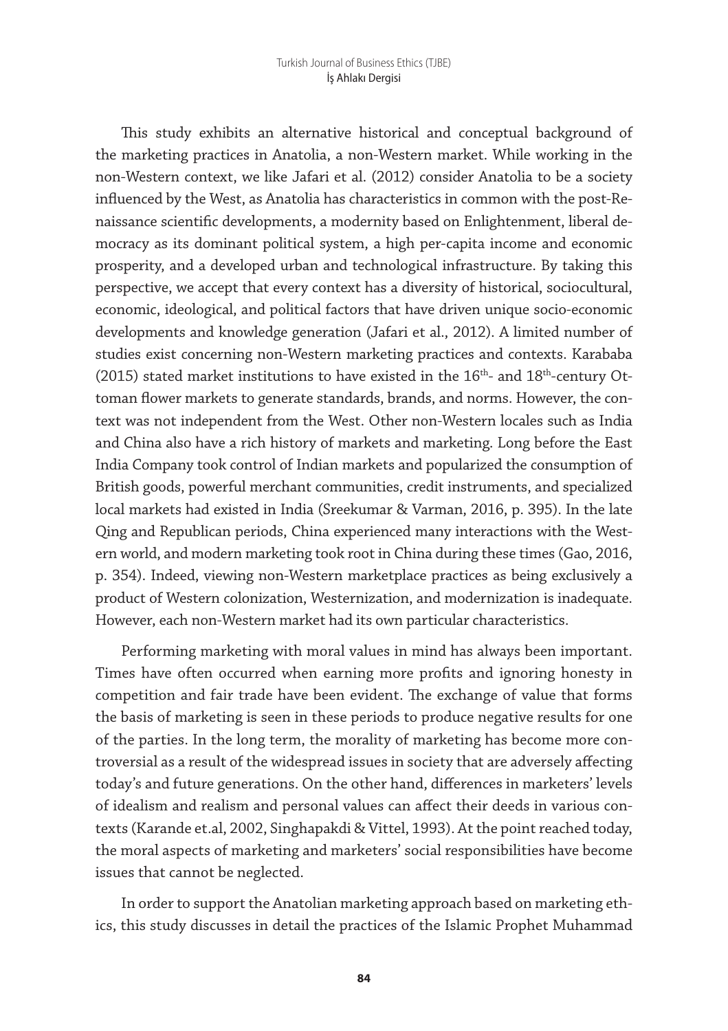This study exhibits an alternative historical and conceptual background of the marketing practices in Anatolia, a non-Western market. While working in the non-Western context, we like Jafari et al. (2012) consider Anatolia to be a society influenced by the West, as Anatolia has characteristics in common with the post-Renaissance scientific developments, a modernity based on Enlightenment, liberal democracy as its dominant political system, a high per-capita income and economic prosperity, and a developed urban and technological infrastructure. By taking this perspective, we accept that every context has a diversity of historical, sociocultural, economic, ideological, and political factors that have driven unique socio-economic developments and knowledge generation (Jafari et al., 2012). A limited number of studies exist concerning non-Western marketing practices and contexts. Karababa (2015) stated market institutions to have existed in the 16th- and 18th-century Ottoman flower markets to generate standards, brands, and norms. However, the context was not independent from the West. Other non-Western locales such as India and China also have a rich history of markets and marketing. Long before the East India Company took control of Indian markets and popularized the consumption of British goods, powerful merchant communities, credit instruments, and specialized local markets had existed in India (Sreekumar & Varman, 2016, p. 395). In the late Qing and Republican periods, China experienced many interactions with the Western world, and modern marketing took root in China during these times (Gao, 2016, p. 354). Indeed, viewing non-Western marketplace practices as being exclusively a product of Western colonization, Westernization, and modernization is inadequate. However, each non-Western market had its own particular characteristics.

Performing marketing with moral values in mind has always been important. Times have often occurred when earning more profits and ignoring honesty in competition and fair trade have been evident. The exchange of value that forms the basis of marketing is seen in these periods to produce negative results for one of the parties. In the long term, the morality of marketing has become more controversial as a result of the widespread issues in society that are adversely affecting today's and future generations. On the other hand, differences in marketers' levels of idealism and realism and personal values can affect their deeds in various contexts (Karande et.al, 2002, Singhapakdi & Vittel, 1993). At the point reached today, the moral aspects of marketing and marketers' social responsibilities have become issues that cannot be neglected.

In order to support the Anatolian marketing approach based on marketing ethics, this study discusses in detail the practices of the Islamic Prophet Muhammad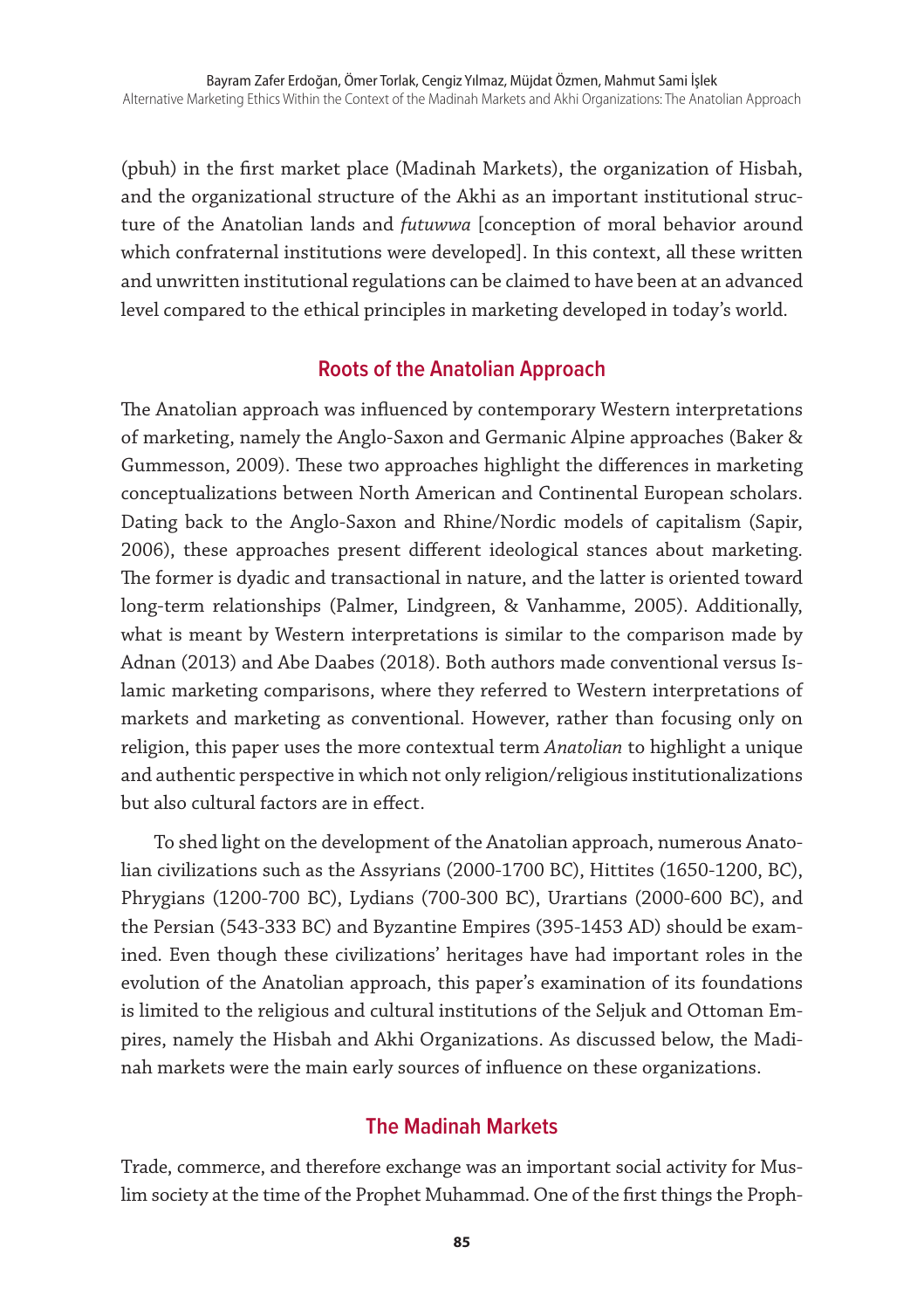(pbuh) in the first market place (Madinah Markets), the organization of Hisbah, and the organizational structure of the Akhi as an important institutional structure of the Anatolian lands and *futuwwa* [conception of moral behavior around which confraternal institutions were developed]. In this context, all these written and unwritten institutional regulations can be claimed to have been at an advanced level compared to the ethical principles in marketing developed in today's world.

## Roots of the Anatolian Approach

The Anatolian approach was influenced by contemporary Western interpretations of marketing, namely the Anglo-Saxon and Germanic Alpine approaches (Baker & Gummesson, 2009). These two approaches highlight the differences in marketing conceptualizations between North American and Continental European scholars. Dating back to the Anglo-Saxon and Rhine/Nordic models of capitalism (Sapir, 2006), these approaches present different ideological stances about marketing. The former is dyadic and transactional in nature, and the latter is oriented toward long-term relationships (Palmer, Lindgreen, & Vanhamme, 2005). Additionally, what is meant by Western interpretations is similar to the comparison made by Adnan (2013) and Abe Daabes (2018). Both authors made conventional versus Islamic marketing comparisons, where they referred to Western interpretations of markets and marketing as conventional. However, rather than focusing only on religion, this paper uses the more contextual term *Anatolian* to highlight a unique and authentic perspective in which not only religion/religious institutionalizations but also cultural factors are in effect.

To shed light on the development of the Anatolian approach, numerous Anatolian civilizations such as the Assyrians (2000-1700 BC), Hittites (1650-1200, BC), Phrygians (1200-700 BC), Lydians (700-300 BC), Urartians (2000-600 BC), and the Persian (543-333 BC) and Byzantine Empires (395-1453 AD) should be examined. Even though these civilizations' heritages have had important roles in the evolution of the Anatolian approach, this paper's examination of its foundations is limited to the religious and cultural institutions of the Seljuk and Ottoman Empires, namely the Hisbah and Akhi Organizations. As discussed below, the Madinah markets were the main early sources of influence on these organizations.

## The Madinah Markets

Trade, commerce, and therefore exchange was an important social activity for Muslim society at the time of the Prophet Muhammad. One of the first things the Proph-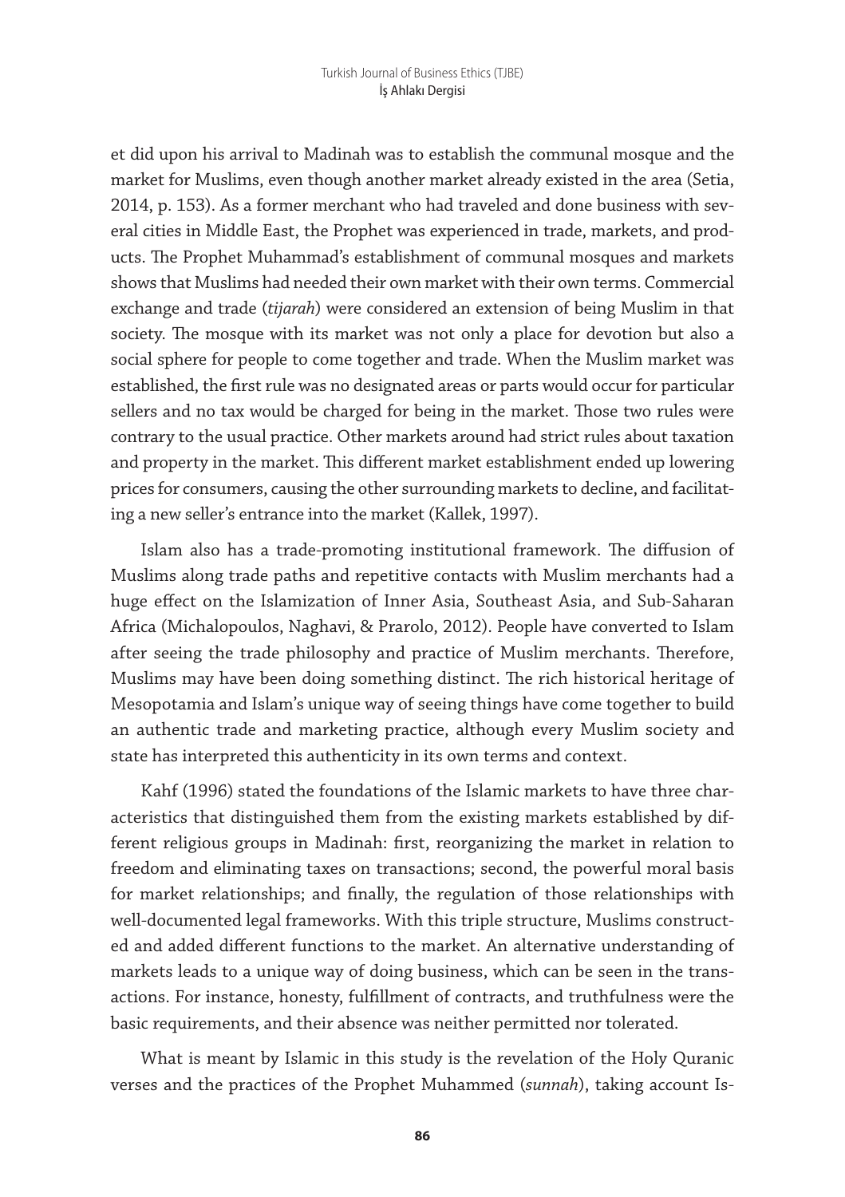et did upon his arrival to Madinah was to establish the communal mosque and the market for Muslims, even though another market already existed in the area (Setia, 2014, p. 153). As a former merchant who had traveled and done business with several cities in Middle East, the Prophet was experienced in trade, markets, and products. The Prophet Muhammad's establishment of communal mosques and markets shows that Muslims had needed their own market with their own terms. Commercial exchange and trade (*tijarah*) were considered an extension of being Muslim in that society. The mosque with its market was not only a place for devotion but also a social sphere for people to come together and trade. When the Muslim market was established, the first rule was no designated areas or parts would occur for particular sellers and no tax would be charged for being in the market. Those two rules were contrary to the usual practice. Other markets around had strict rules about taxation and property in the market. This different market establishment ended up lowering prices for consumers, causing the other surrounding markets to decline, and facilitating a new seller's entrance into the market (Kallek, 1997).

Islam also has a trade-promoting institutional framework. The diffusion of Muslims along trade paths and repetitive contacts with Muslim merchants had a huge effect on the Islamization of Inner Asia, Southeast Asia, and Sub-Saharan Africa (Michalopoulos, Naghavi, & Prarolo, 2012). People have converted to Islam after seeing the trade philosophy and practice of Muslim merchants. Therefore, Muslims may have been doing something distinct. The rich historical heritage of Mesopotamia and Islam's unique way of seeing things have come together to build an authentic trade and marketing practice, although every Muslim society and state has interpreted this authenticity in its own terms and context.

Kahf (1996) stated the foundations of the Islamic markets to have three characteristics that distinguished them from the existing markets established by different religious groups in Madinah: first, reorganizing the market in relation to freedom and eliminating taxes on transactions; second, the powerful moral basis for market relationships; and finally, the regulation of those relationships with well-documented legal frameworks. With this triple structure, Muslims constructed and added different functions to the market. An alternative understanding of markets leads to a unique way of doing business, which can be seen in the transactions. For instance, honesty, fulfillment of contracts, and truthfulness were the basic requirements, and their absence was neither permitted nor tolerated.

What is meant by Islamic in this study is the revelation of the Holy Quranic verses and the practices of the Prophet Muhammed (*sunnah*), taking account Is-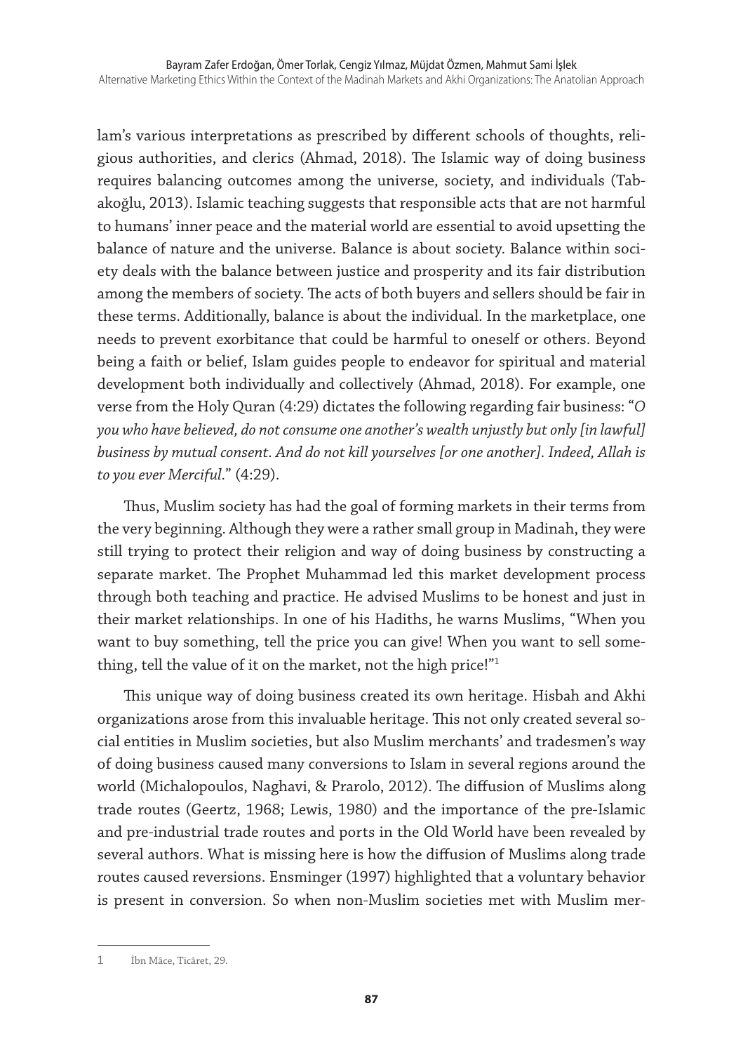lam's various interpretations as prescribed by different schools of thoughts, religious authorities, and clerics (Ahmad, 2018). The Islamic way of doing business requires balancing outcomes among the universe, society, and individuals (Tabakoğlu, 2013). Islamic teaching suggests that responsible acts that are not harmful to humans' inner peace and the material world are essential to avoid upsetting the balance of nature and the universe. Balance is about society. Balance within society deals with the balance between justice and prosperity and its fair distribution among the members of society. The acts of both buyers and sellers should be fair in these terms. Additionally, balance is about the individual. In the marketplace, one needs to prevent exorbitance that could be harmful to oneself or others. Beyond being a faith or belief, Islam guides people to endeavor for spiritual and material development both individually and collectively (Ahmad, 2018). For example, one verse from the Holy Quran (4:29) dictates the following regarding fair business: "*O you who have believed, do not consume one another's wealth unjustly but only [in lawful] business by mutual consent. And do not kill yourselves [or one another]. Indeed, Allah is to you ever Merciful.*" (4:29).

Thus, Muslim society has had the goal of forming markets in their terms from the very beginning. Although they were a rather small group in Madinah, they were still trying to protect their religion and way of doing business by constructing a separate market. The Prophet Muhammad led this market development process through both teaching and practice. He advised Muslims to be honest and just in their market relationships. In one of his Hadiths, he warns Muslims, "When you want to buy something, tell the price you can give! When you want to sell something, tell the value of it on the market, not the high price!"[1]

This unique way of doing business created its own heritage. Hisbah and Akhi organizations arose from this invaluable heritage. This not only created several social entities in Muslim societies, but also Muslim merchants' and tradesmen's way of doing business caused many conversions to Islam in several regions around the world (Michalopoulos, Naghavi, & Prarolo, 2012). The diffusion of Muslims along trade routes (Geertz, 1968; Lewis, 1980) and the importance of the pre-Islamic and pre-industrial trade routes and ports in the Old World have been revealed by several authors. What is missing here is how the diffusion of Muslims along trade routes caused reversions. Ensminger (1997) highlighted that a voluntary behavior is present in conversion. So when non-Muslim societies met with Muslim mer-

---

1 İbn Mâce, Ticâret, 29.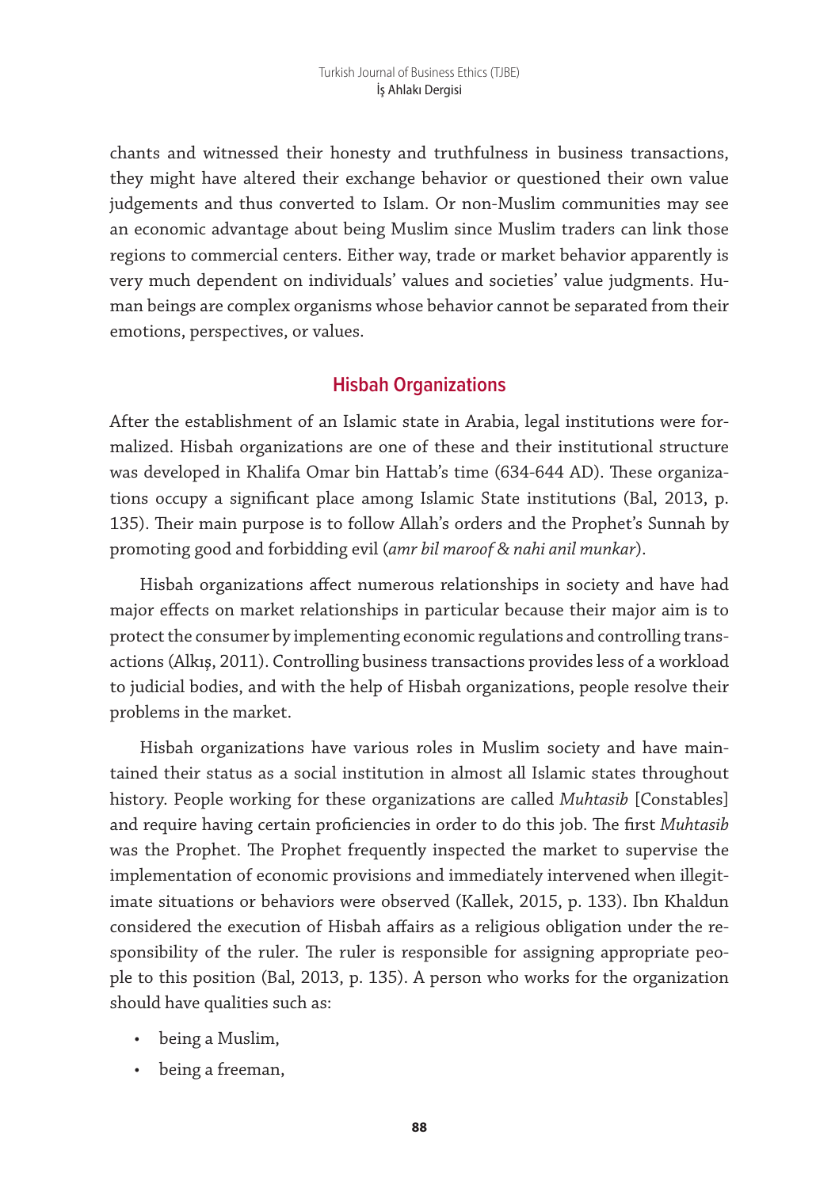chants and witnessed their honesty and truthfulness in business transactions, they might have altered their exchange behavior or questioned their own value judgements and thus converted to Islam. Or non-Muslim communities may see an economic advantage about being Muslim since Muslim traders can link those regions to commercial centers. Either way, trade or market behavior apparently is very much dependent on individuals' values and societies' value judgments. Human beings are complex organisms whose behavior cannot be separated from their emotions, perspectives, or values.

## Hisbah Organizations

After the establishment of an Islamic state in Arabia, legal institutions were formalized. Hisbah organizations are one of these and their institutional structure was developed in Khalifa Omar bin Hattab's time (634-644 AD). These organizations occupy a significant place among Islamic State institutions (Bal, 2013, p. 135). Their main purpose is to follow Allah's orders and the Prophet's Sunnah by promoting good and forbidding evil (*amr bil maroof & nahi anil munkar*).

Hisbah organizations affect numerous relationships in society and have had major effects on market relationships in particular because their major aim is to protect the consumer by implementing economic regulations and controlling transactions (Alkış, 2011). Controlling business transactions provides less of a workload to judicial bodies, and with the help of Hisbah organizations, people resolve their problems in the market.

Hisbah organizations have various roles in Muslim society and have maintained their status as a social institution in almost all Islamic states throughout history. People working for these organizations are called *Muhtasib* [Constables] and require having certain proficiencies in order to do this job. The first *Muhtasib* was the Prophet. The Prophet frequently inspected the market to supervise the implementation of economic provisions and immediately intervened when illegitimate situations or behaviors were observed (Kallek, 2015, p. 133). Ibn Khaldun considered the execution of Hisbah affairs as a religious obligation under the responsibility of the ruler. The ruler is responsible for assigning appropriate people to this position (Bal, 2013, p. 135). A person who works for the organization should have qualities such as:

- being a Muslim,
- being a freeman,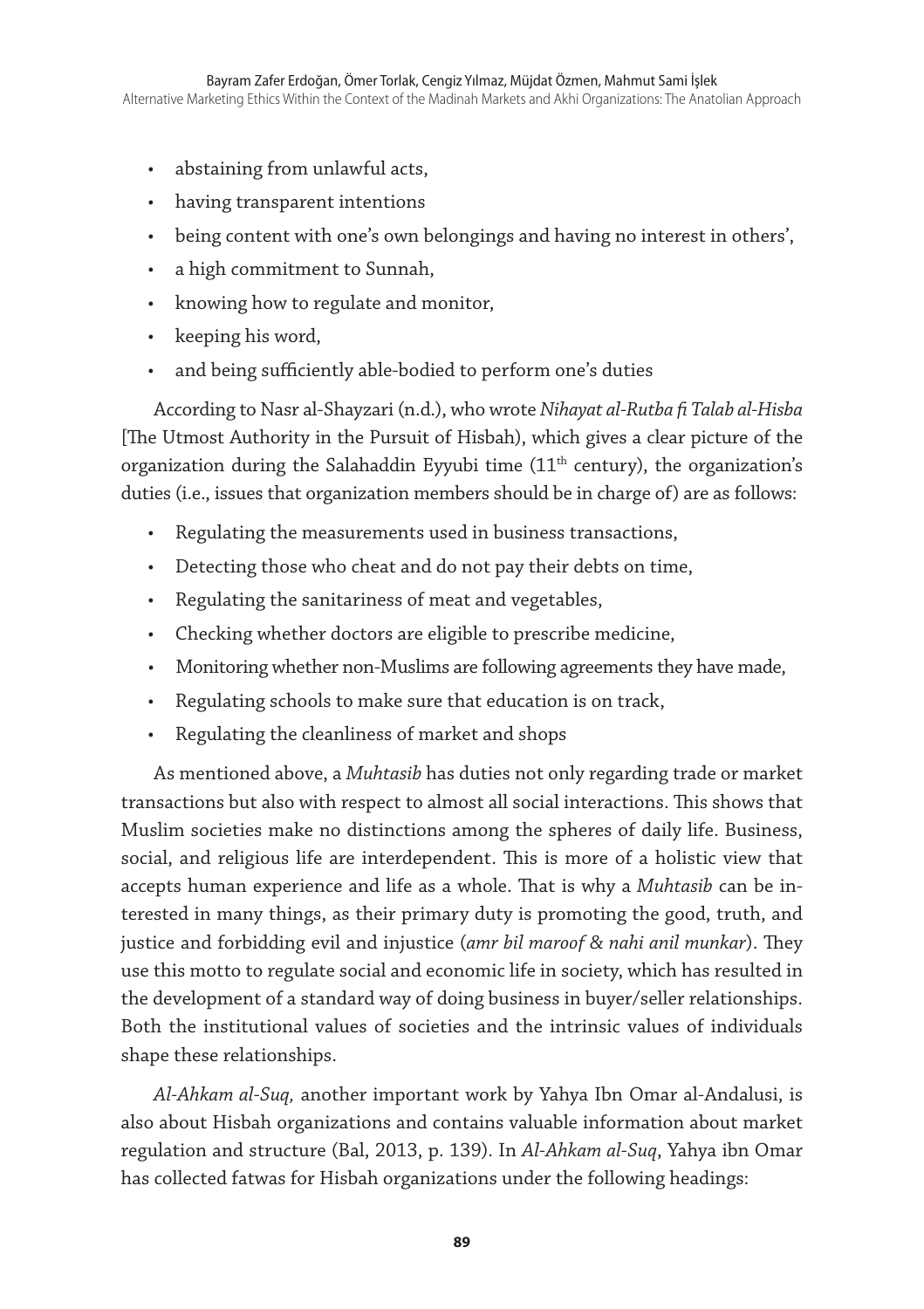- abstaining from unlawful acts,
- having transparent intentions
- being content with one's own belongings and having no interest in others',
- a high commitment to Sunnah,
- knowing how to regulate and monitor,
- keeping his word,
- and being sufficiently able-bodied to perform one's duties

According to Nasr al-Shayzari (n.d.), who wrote *Nihayat al-Rutba fi Talab al-Hisba* [The Utmost Authority in the Pursuit of Hisbah), which gives a clear picture of the organization during the Salahaddin Eyyubi time (11th century), the organization's duties (i.e., issues that organization members should be in charge of) are as follows:

- Regulating the measurements used in business transactions,
- Detecting those who cheat and do not pay their debts on time,
- Regulating the sanitariness of meat and vegetables,
- Checking whether doctors are eligible to prescribe medicine,
- Monitoring whether non-Muslims are following agreements they have made,
- Regulating schools to make sure that education is on track,
- Regulating the cleanliness of market and shops

As mentioned above, a *Muhtasib* has duties not only regarding trade or market transactions but also with respect to almost all social interactions. This shows that Muslim societies make no distinctions among the spheres of daily life. Business, social, and religious life are interdependent. This is more of a holistic view that accepts human experience and life as a whole. That is why a *Muhtasib* can be interested in many things, as their primary duty is promoting the good, truth, and justice and forbidding evil and injustice (*amr bil maroof & nahi anil munkar*). They use this motto to regulate social and economic life in society, which has resulted in the development of a standard way of doing business in buyer/seller relationships. Both the institutional values of societies and the intrinsic values of individuals shape these relationships.

*Al-Ahkam al-Suq*, another important work by Yahya Ibn Omar al-Andalusi, is also about Hisbah organizations and contains valuable information about market regulation and structure (Bal, 2013, p. 139). In *Al-Ahkam al-Suq*, Yahya ibn Omar has collected fatwas for Hisbah organizations under the following headings: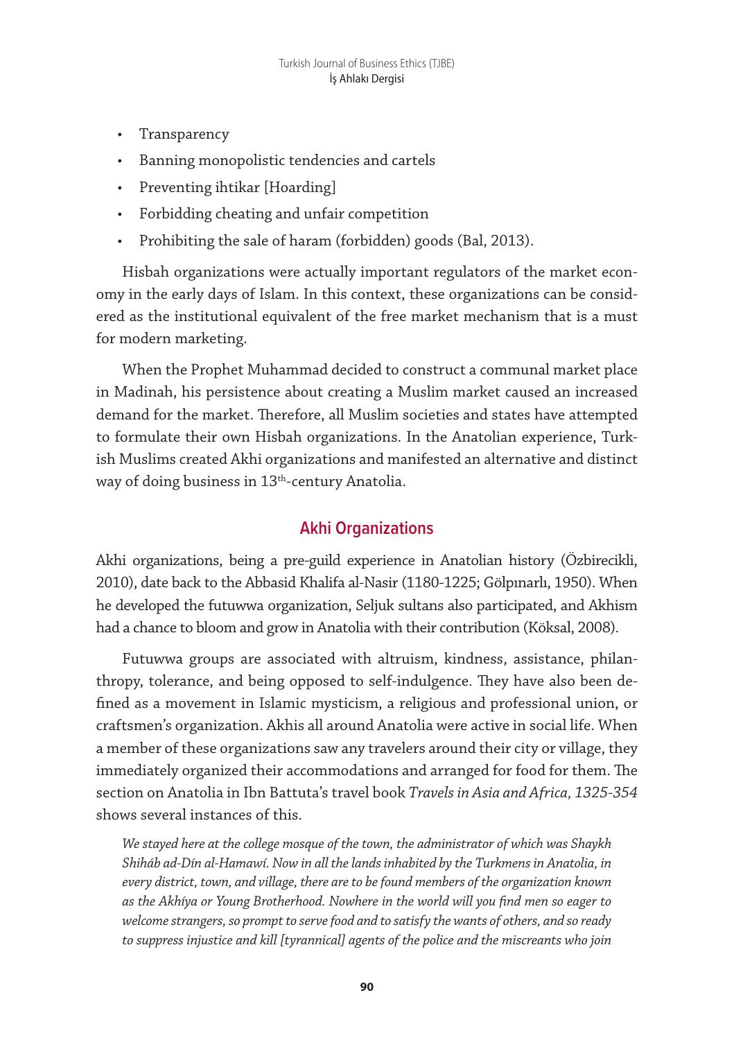- Transparency
- Banning monopolistic tendencies and cartels
- Preventing ihtikar [Hoarding]
- Forbidding cheating and unfair competition
- Prohibiting the sale of haram (forbidden) goods (Bal, 2013).

Hisbah organizations were actually important regulators of the market economy in the early days of Islam. In this context, these organizations can be considered as the institutional equivalent of the free market mechanism that is a must for modern marketing.

When the Prophet Muhammad decided to construct a communal market place in Madinah, his persistence about creating a Muslim market caused an increased demand for the market. Therefore, all Muslim societies and states have attempted to formulate their own Hisbah organizations. In the Anatolian experience, Turkish Muslims created Akhi organizations and manifested an alternative and distinct way of doing business in 13th-century Anatolia.

## Akhi Organizations

Akhi organizations, being a pre-guild experience in Anatolian history (Özbirecikli, 2010), date back to the Abbasid Khalifa al-Nasir (1180-1225; Gölpınarlı, 1950). When he developed the futuwwa organization, Seljuk sultans also participated, and Akhism had a chance to bloom and grow in Anatolia with their contribution (Köksal, 2008).

Futuwwa groups are associated with altruism, kindness, assistance, philanthropy, tolerance, and being opposed to self-indulgence. They have also been defined as a movement in Islamic mysticism, a religious and professional union, or craftsmen's organization. Akhis all around Anatolia were active in social life. When a member of these organizations saw any travelers around their city or village, they immediately organized their accommodations and arranged for food for them. The section on Anatolia in Ibn Battuta's travel book *Travels in Asia and Africa, 1325-354* shows several instances of this.

> *We stayed here at the college mosque of the town, the administrator of which was Shaykh Shiháb ad-Dín al-Hamawí. Now in all the lands inhabited by the Turkmens in Anatolia, in every district, town, and village, there are to be found members of the organization known as the Akhíya or Young Brotherhood. Nowhere in the world will you find men so eager to welcome strangers, so prompt to serve food and to satisfy the wants of others, and so ready to suppress injustice and kill [tyrannical] agents of the police and the miscreants who join*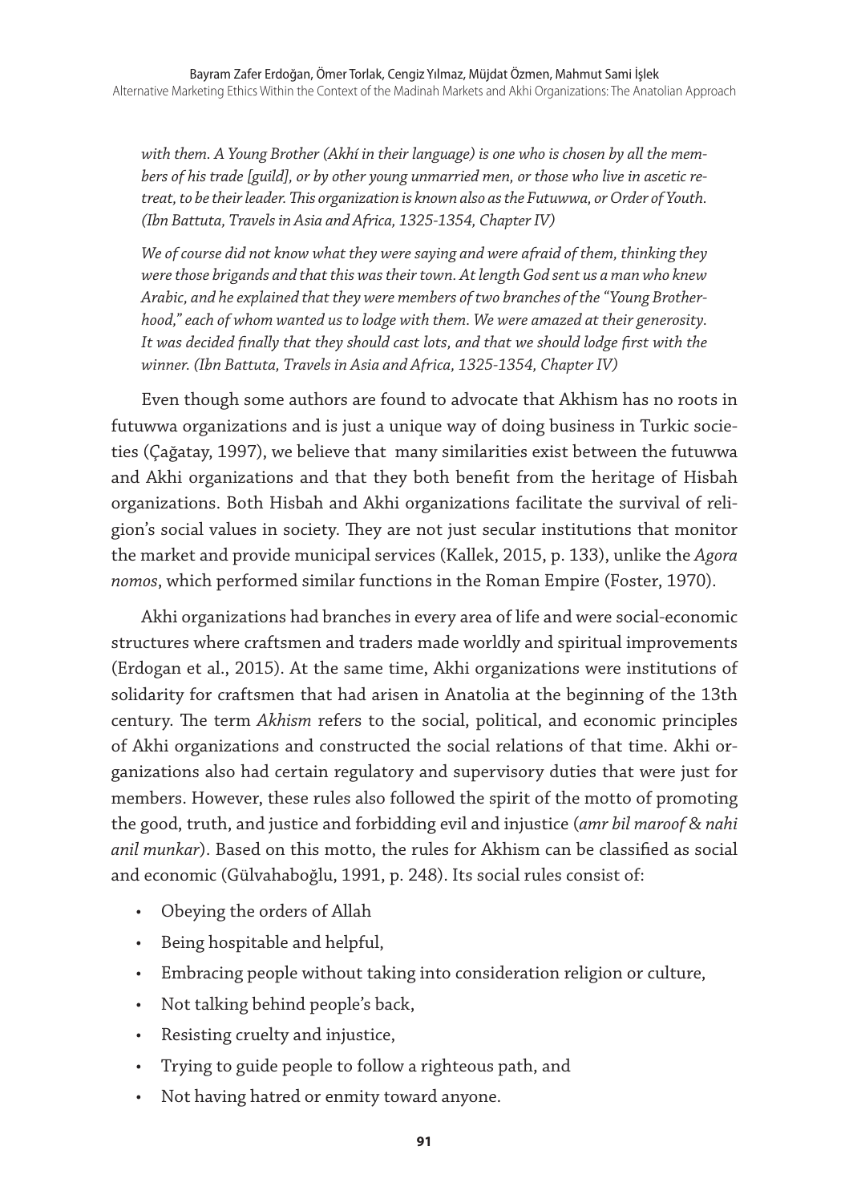*with them. A Young Brother (Akhí in their language) is one who is chosen by all the members of his trade [guild], or by other young unmarried men, or those who live in ascetic retreat, to be their leader. This organization is known also as the Futuwwa, or Order of Youth. (Ibn Battuta, Travels in Asia and Africa, 1325-1354, Chapter IV)*

*We of course did not know what they were saying and were afraid of them, thinking they were those brigands and that this was their town. At length God sent us a man who knew Arabic, and he explained that they were members of two branches of the "Young Brotherhood," each of whom wanted us to lodge with them. We were amazed at their generosity. It was decided finally that they should cast lots, and that we should lodge first with the winner. (Ibn Battuta, Travels in Asia and Africa, 1325-1354, Chapter IV)*

Even though some authors are found to advocate that Akhism has no roots in futuwwa organizations and is just a unique way of doing business in Turkic societies (Çağatay, 1997), we believe that many similarities exist between the futuwwa and Akhi organizations and that they both benefit from the heritage of Hisbah organizations. Both Hisbah and Akhi organizations facilitate the survival of religion's social values in society. They are not just secular institutions that monitor the market and provide municipal services (Kallek, 2015, p. 133), unlike the *Agora nomos*, which performed similar functions in the Roman Empire (Foster, 1970).

Akhi organizations had branches in every area of life and were social-economic structures where craftsmen and traders made worldly and spiritual improvements (Erdogan et al., 2015). At the same time, Akhi organizations were institutions of solidarity for craftsmen that had arisen in Anatolia at the beginning of the 13th century. The term *Akhism* refers to the social, political, and economic principles of Akhi organizations and constructed the social relations of that time. Akhi organizations also had certain regulatory and supervisory duties that were just for members. However, these rules also followed the spirit of the motto of promoting the good, truth, and justice and forbidding evil and injustice (*amr bil maroof & nahi anil munkar*). Based on this motto, the rules for Akhism can be classified as social and economic (Gülvahaboğlu, 1991, p. 248). Its social rules consist of:

- Obeying the orders of Allah
- Being hospitable and helpful,
- Embracing people without taking into consideration religion or culture,
- Not talking behind people's back,
- Resisting cruelty and injustice,
- Trying to guide people to follow a righteous path, and
- Not having hatred or enmity toward anyone.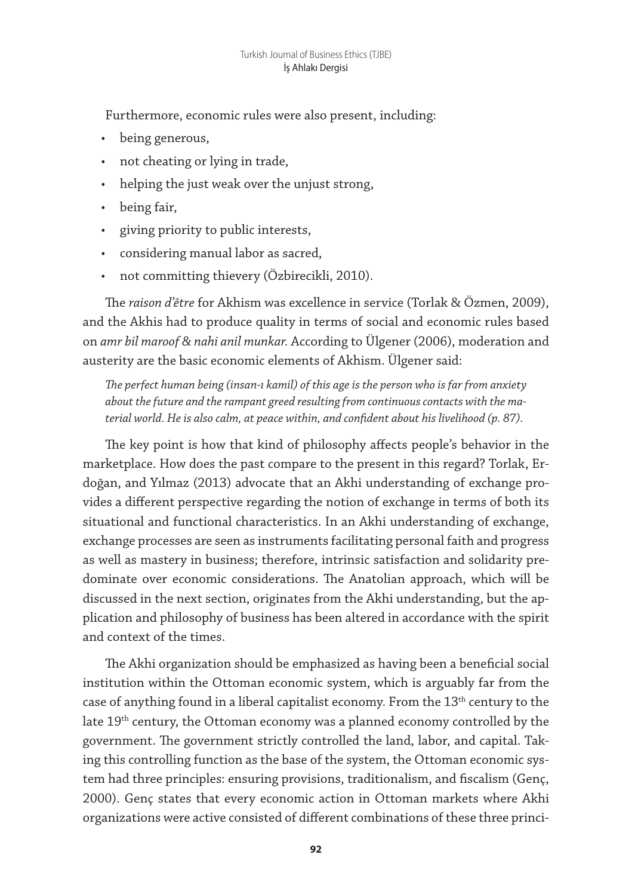Furthermore, economic rules were also present, including:

- being generous,
- not cheating or lying in trade,
- helping the just weak over the unjust strong,
- being fair,
- giving priority to public interests,
- considering manual labor as sacred,
- not committing thievery (Özbirecikli, 2010).

The *raison d'être* for Akhism was excellence in service (Torlak & Özmen, 2009), and the Akhis had to produce quality in terms of social and economic rules based on *amr bil maroof & nahi anil munkar.* According to Ülgener (2006), moderation and austerity are the basic economic elements of Akhism. Ülgener said:

> *The perfect human being (insan-ı kamil) of this age is the person who is far from anxiety about the future and the rampant greed resulting from continuous contacts with the material world. He is also calm, at peace within, and confident about his livelihood (p. 87).*

The key point is how that kind of philosophy affects people's behavior in the marketplace. How does the past compare to the present in this regard? Torlak, Erdoğan, and Yılmaz (2013) advocate that an Akhi understanding of exchange provides a different perspective regarding the notion of exchange in terms of both its situational and functional characteristics. In an Akhi understanding of exchange, exchange processes are seen as instruments facilitating personal faith and progress as well as mastery in business; therefore, intrinsic satisfaction and solidarity predominate over economic considerations. The Anatolian approach, which will be discussed in the next section, originates from the Akhi understanding, but the application and philosophy of business has been altered in accordance with the spirit and context of the times.

The Akhi organization should be emphasized as having been a beneficial social institution within the Ottoman economic system, which is arguably far from the case of anything found in a liberal capitalist economy. From the 13th century to the late 19th century, the Ottoman economy was a planned economy controlled by the government. The government strictly controlled the land, labor, and capital. Taking this controlling function as the base of the system, the Ottoman economic system had three principles: ensuring provisions, traditionalism, and fiscalism (Genç, 2000). Genç states that every economic action in Ottoman markets where Akhi organizations were active consisted of different combinations of these three princi-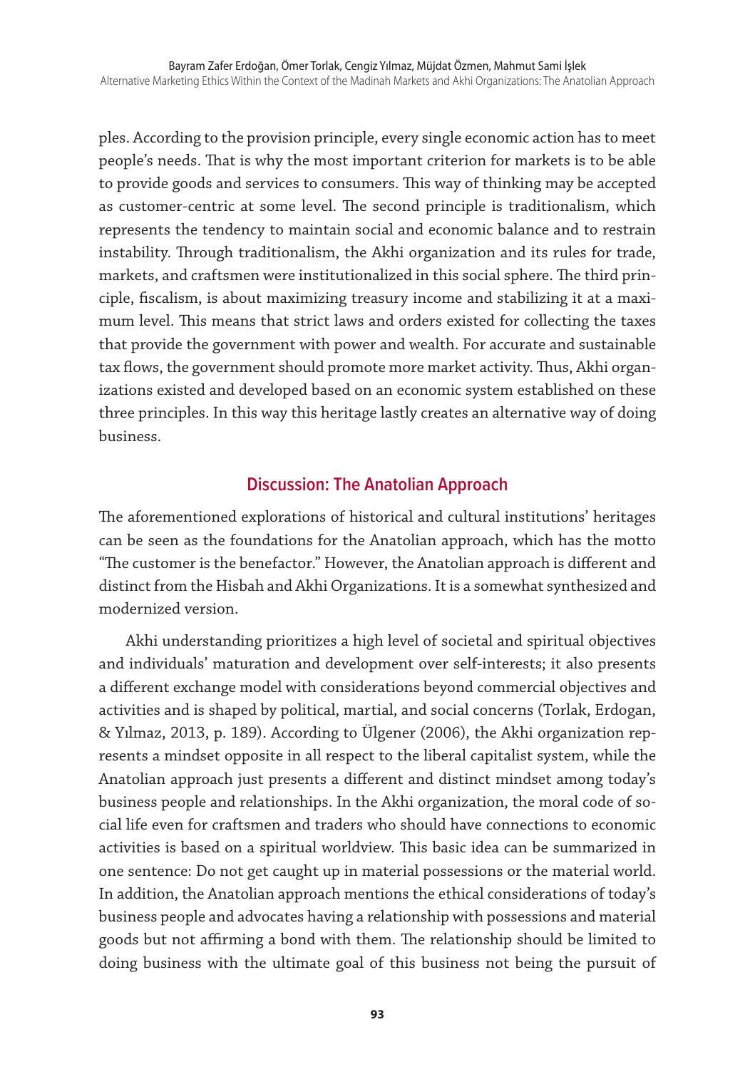ples. According to the provision principle, every single economic action has to meet people's needs. That is why the most important criterion for markets is to be able to provide goods and services to consumers. This way of thinking may be accepted as customer-centric at some level. The second principle is traditionalism, which represents the tendency to maintain social and economic balance and to restrain instability. Through traditionalism, the Akhi organization and its rules for trade, markets, and craftsmen were institutionalized in this social sphere. The third principle, fiscalism, is about maximizing treasury income and stabilizing it at a maximum level. This means that strict laws and orders existed for collecting the taxes that provide the government with power and wealth. For accurate and sustainable tax flows, the government should promote more market activity. Thus, Akhi organizations existed and developed based on an economic system established on these three principles. In this way this heritage lastly creates an alternative way of doing business.

## Discussion: The Anatolian Approach

The aforementioned explorations of historical and cultural institutions' heritages can be seen as the foundations for the Anatolian approach, which has the motto "The customer is the benefactor." However, the Anatolian approach is different and distinct from the Hisbah and Akhi Organizations. It is a somewhat synthesized and modernized version.

Akhi understanding prioritizes a high level of societal and spiritual objectives and individuals' maturation and development over self-interests; it also presents a different exchange model with considerations beyond commercial objectives and activities and is shaped by political, martial, and social concerns (Torlak, Erdogan, & Yılmaz, 2013, p. 189). According to Ülgener (2006), the Akhi organization represents a mindset opposite in all respect to the liberal capitalist system, while the Anatolian approach just presents a different and distinct mindset among today's business people and relationships. In the Akhi organization, the moral code of social life even for craftsmen and traders who should have connections to economic activities is based on a spiritual worldview. This basic idea can be summarized in one sentence: Do not get caught up in material possessions or the material world. In addition, the Anatolian approach mentions the ethical considerations of today's business people and advocates having a relationship with possessions and material goods but not affirming a bond with them. The relationship should be limited to doing business with the ultimate goal of this business not being the pursuit of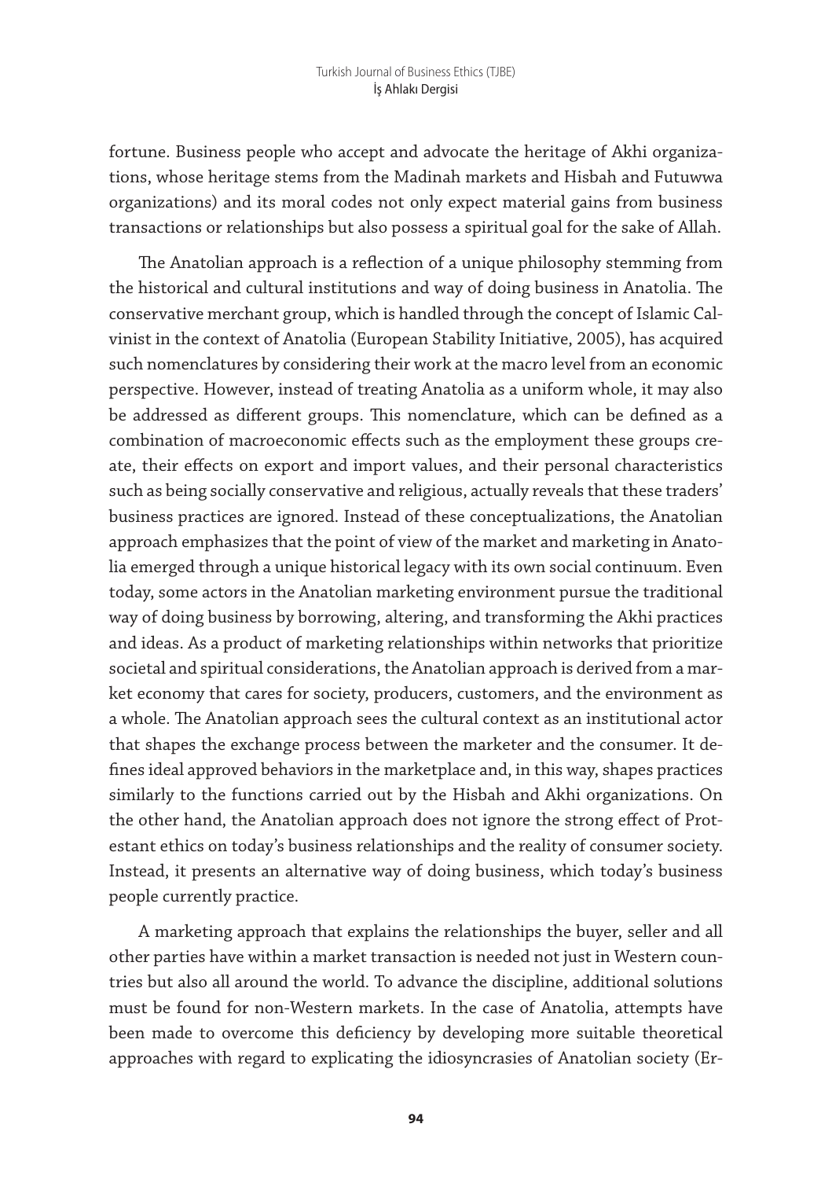fortune. Business people who accept and advocate the heritage of Akhi organizations, whose heritage stems from the Madinah markets and Hisbah and Futuwwa organizations) and its moral codes not only expect material gains from business transactions or relationships but also possess a spiritual goal for the sake of Allah.

The Anatolian approach is a reflection of a unique philosophy stemming from the historical and cultural institutions and way of doing business in Anatolia. The conservative merchant group, which is handled through the concept of Islamic Calvinist in the context of Anatolia (European Stability Initiative, 2005), has acquired such nomenclatures by considering their work at the macro level from an economic perspective. However, instead of treating Anatolia as a uniform whole, it may also be addressed as different groups. This nomenclature, which can be defined as a combination of macroeconomic effects such as the employment these groups create, their effects on export and import values, and their personal characteristics such as being socially conservative and religious, actually reveals that these traders' business practices are ignored. Instead of these conceptualizations, the Anatolian approach emphasizes that the point of view of the market and marketing in Anatolia emerged through a unique historical legacy with its own social continuum. Even today, some actors in the Anatolian marketing environment pursue the traditional way of doing business by borrowing, altering, and transforming the Akhi practices and ideas. As a product of marketing relationships within networks that prioritize societal and spiritual considerations, the Anatolian approach is derived from a market economy that cares for society, producers, customers, and the environment as a whole. The Anatolian approach sees the cultural context as an institutional actor that shapes the exchange process between the marketer and the consumer. It defines ideal approved behaviors in the marketplace and, in this way, shapes practices similarly to the functions carried out by the Hisbah and Akhi organizations. On the other hand, the Anatolian approach does not ignore the strong effect of Protestant ethics on today's business relationships and the reality of consumer society. Instead, it presents an alternative way of doing business, which today's business people currently practice.

A marketing approach that explains the relationships the buyer, seller and all other parties have within a market transaction is needed not just in Western countries but also all around the world. To advance the discipline, additional solutions must be found for non-Western markets. In the case of Anatolia, attempts have been made to overcome this deficiency by developing more suitable theoretical approaches with regard to explicating the idiosyncrasies of Anatolian society (Er-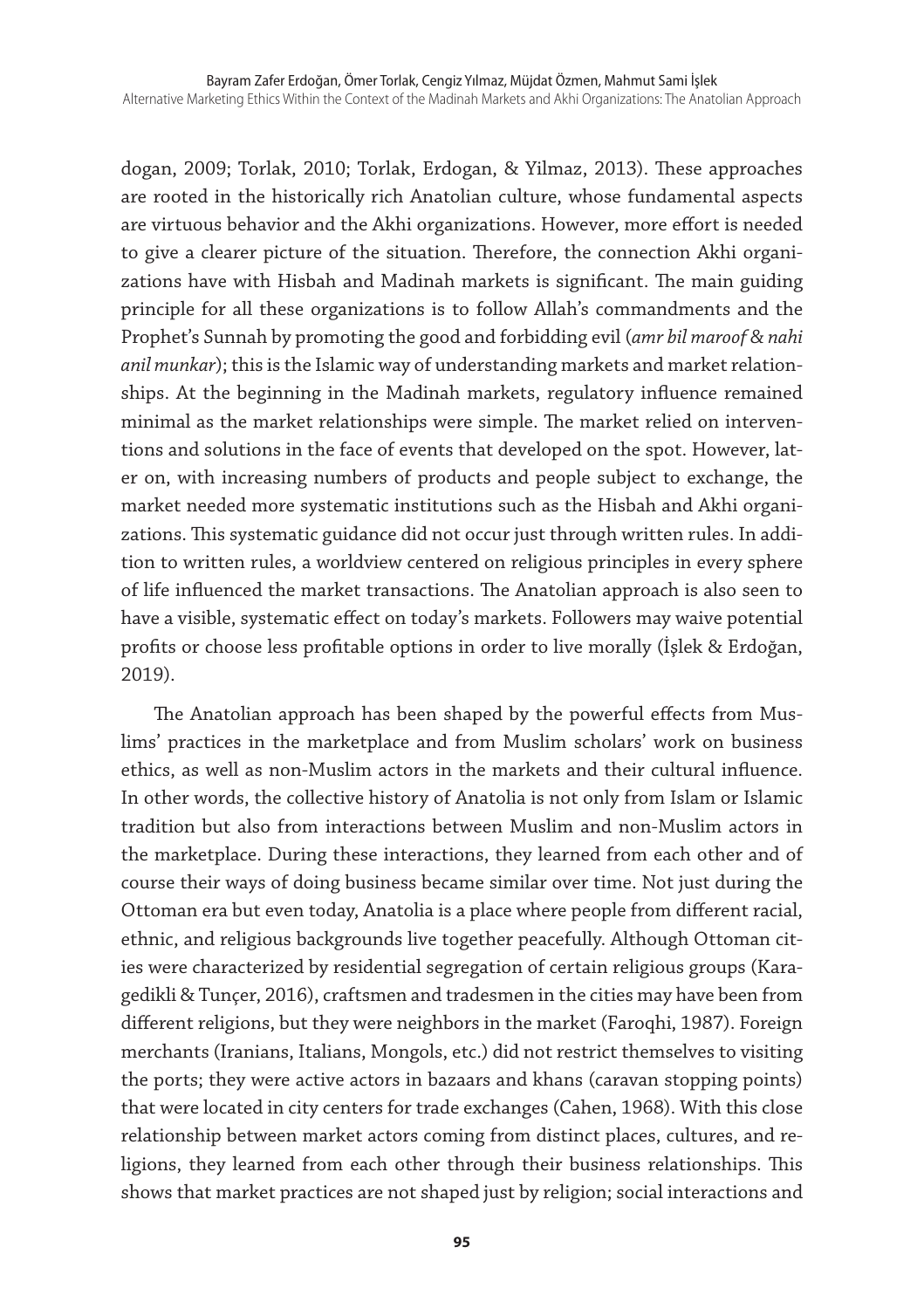dogan, 2009; Torlak, 2010; Torlak, Erdogan, & Yilmaz, 2013). These approaches are rooted in the historically rich Anatolian culture, whose fundamental aspects are virtuous behavior and the Akhi organizations. However, more effort is needed to give a clearer picture of the situation. Therefore, the connection Akhi organizations have with Hisbah and Madinah markets is significant. The main guiding principle for all these organizations is to follow Allah's commandments and the Prophet's Sunnah by promoting the good and forbidding evil (*amr bil maroof & nahi anil munkar*); this is the Islamic way of understanding markets and market relationships. At the beginning in the Madinah markets, regulatory influence remained minimal as the market relationships were simple. The market relied on interventions and solutions in the face of events that developed on the spot. However, later on, with increasing numbers of products and people subject to exchange, the market needed more systematic institutions such as the Hisbah and Akhi organizations. This systematic guidance did not occur just through written rules. In addition to written rules, a worldview centered on religious principles in every sphere of life influenced the market transactions. The Anatolian approach is also seen to have a visible, systematic effect on today's markets. Followers may waive potential profits or choose less profitable options in order to live morally (İşlek & Erdoğan, 2019).

The Anatolian approach has been shaped by the powerful effects from Muslims' practices in the marketplace and from Muslim scholars' work on business ethics, as well as non-Muslim actors in the markets and their cultural influence. In other words, the collective history of Anatolia is not only from Islam or Islamic tradition but also from interactions between Muslim and non-Muslim actors in the marketplace. During these interactions, they learned from each other and of course their ways of doing business became similar over time. Not just during the Ottoman era but even today, Anatolia is a place where people from different racial, ethnic, and religious backgrounds live together peacefully. Although Ottoman cities were characterized by residential segregation of certain religious groups (Karagedikli & Tunçer, 2016), craftsmen and tradesmen in the cities may have been from different religions, but they were neighbors in the market (Faroqhi, 1987). Foreign merchants (Iranians, Italians, Mongols, etc.) did not restrict themselves to visiting the ports; they were active actors in bazaars and khans (caravan stopping points) that were located in city centers for trade exchanges (Cahen, 1968). With this close relationship between market actors coming from distinct places, cultures, and religions, they learned from each other through their business relationships. This shows that market practices are not shaped just by religion; social interactions and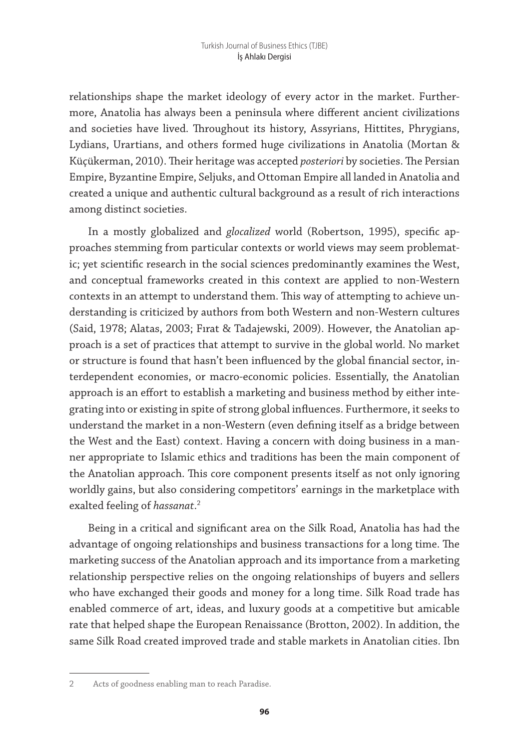relationships shape the market ideology of every actor in the market. Furthermore, Anatolia has always been a peninsula where different ancient civilizations and societies have lived. Throughout its history, Assyrians, Hittites, Phrygians, Lydians, Urartians, and others formed huge civilizations in Anatolia (Mortan & Küçükerman, 2010). Their heritage was accepted *posteriori* by societies. The Persian Empire, Byzantine Empire, Seljuks, and Ottoman Empire all landed in Anatolia and created a unique and authentic cultural background as a result of rich interactions among distinct societies.

In a mostly globalized and *glocalized* world (Robertson, 1995), specific approaches stemming from particular contexts or world views may seem problematic; yet scientific research in the social sciences predominantly examines the West, and conceptual frameworks created in this context are applied to non-Western contexts in an attempt to understand them. This way of attempting to achieve understanding is criticized by authors from both Western and non-Western cultures (Said, 1978; Alatas, 2003; Fırat & Tadajewski, 2009). However, the Anatolian approach is a set of practices that attempt to survive in the global world. No market or structure is found that hasn't been influenced by the global financial sector, interdependent economies, or macro-economic policies. Essentially, the Anatolian approach is an effort to establish a marketing and business method by either integrating into or existing in spite of strong global influences. Furthermore, it seeks to understand the market in a non-Western (even defining itself as a bridge between the West and the East) context. Having a concern with doing business in a manner appropriate to Islamic ethics and traditions has been the main component of the Anatolian approach. This core component presents itself as not only ignoring worldly gains, but also considering competitors' earnings in the marketplace with exalted feeling of *hassanat*.[2]

Being in a critical and significant area on the Silk Road, Anatolia has had the advantage of ongoing relationships and business transactions for a long time. The marketing success of the Anatolian approach and its importance from a marketing relationship perspective relies on the ongoing relationships of buyers and sellers who have exchanged their goods and money for a long time. Silk Road trade has enabled commerce of art, ideas, and luxury goods at a competitive but amicable rate that helped shape the European Renaissance (Brotton, 2002). In addition, the same Silk Road created improved trade and stable markets in Anatolian cities. Ibn

[2] Acts of goodness enabling man to reach Paradise.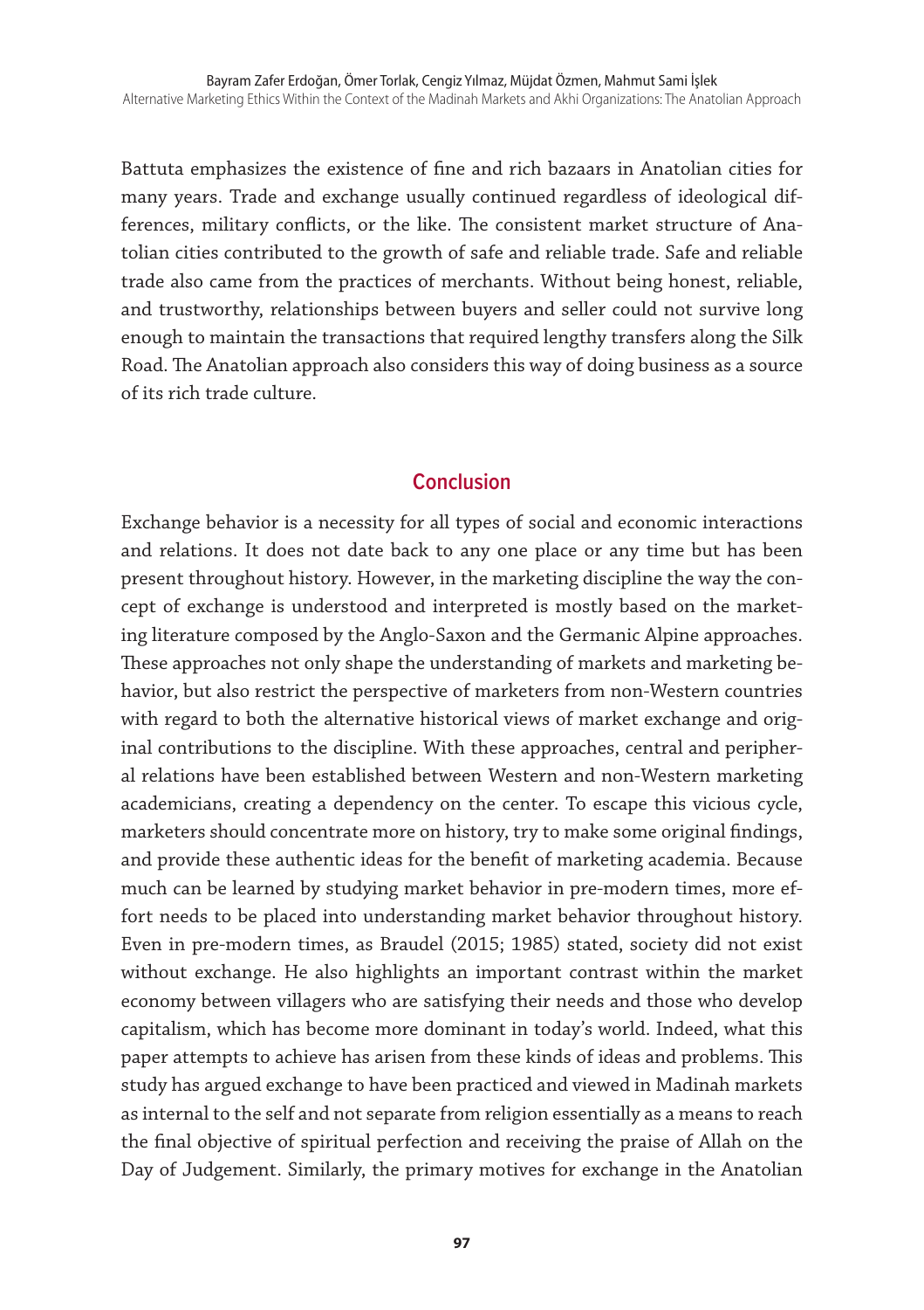Battuta emphasizes the existence of fine and rich bazaars in Anatolian cities for many years. Trade and exchange usually continued regardless of ideological differences, military conflicts, or the like. The consistent market structure of Anatolian cities contributed to the growth of safe and reliable trade. Safe and reliable trade also came from the practices of merchants. Without being honest, reliable, and trustworthy, relationships between buyers and seller could not survive long enough to maintain the transactions that required lengthy transfers along the Silk Road. The Anatolian approach also considers this way of doing business as a source of its rich trade culture.

## Conclusion

Exchange behavior is a necessity for all types of social and economic interactions and relations. It does not date back to any one place or any time but has been present throughout history. However, in the marketing discipline the way the concept of exchange is understood and interpreted is mostly based on the marketing literature composed by the Anglo-Saxon and the Germanic Alpine approaches. These approaches not only shape the understanding of markets and marketing behavior, but also restrict the perspective of marketers from non-Western countries with regard to both the alternative historical views of market exchange and original contributions to the discipline. With these approaches, central and peripheral relations have been established between Western and non-Western marketing academicians, creating a dependency on the center. To escape this vicious cycle, marketers should concentrate more on history, try to make some original findings, and provide these authentic ideas for the benefit of marketing academia. Because much can be learned by studying market behavior in pre-modern times, more effort needs to be placed into understanding market behavior throughout history. Even in pre-modern times, as Braudel (2015; 1985) stated, society did not exist without exchange. He also highlights an important contrast within the market economy between villagers who are satisfying their needs and those who develop capitalism, which has become more dominant in today's world. Indeed, what this paper attempts to achieve has arisen from these kinds of ideas and problems. This study has argued exchange to have been practiced and viewed in Madinah markets as internal to the self and not separate from religion essentially as a means to reach the final objective of spiritual perfection and receiving the praise of Allah on the Day of Judgement. Similarly, the primary motives for exchange in the Anatolian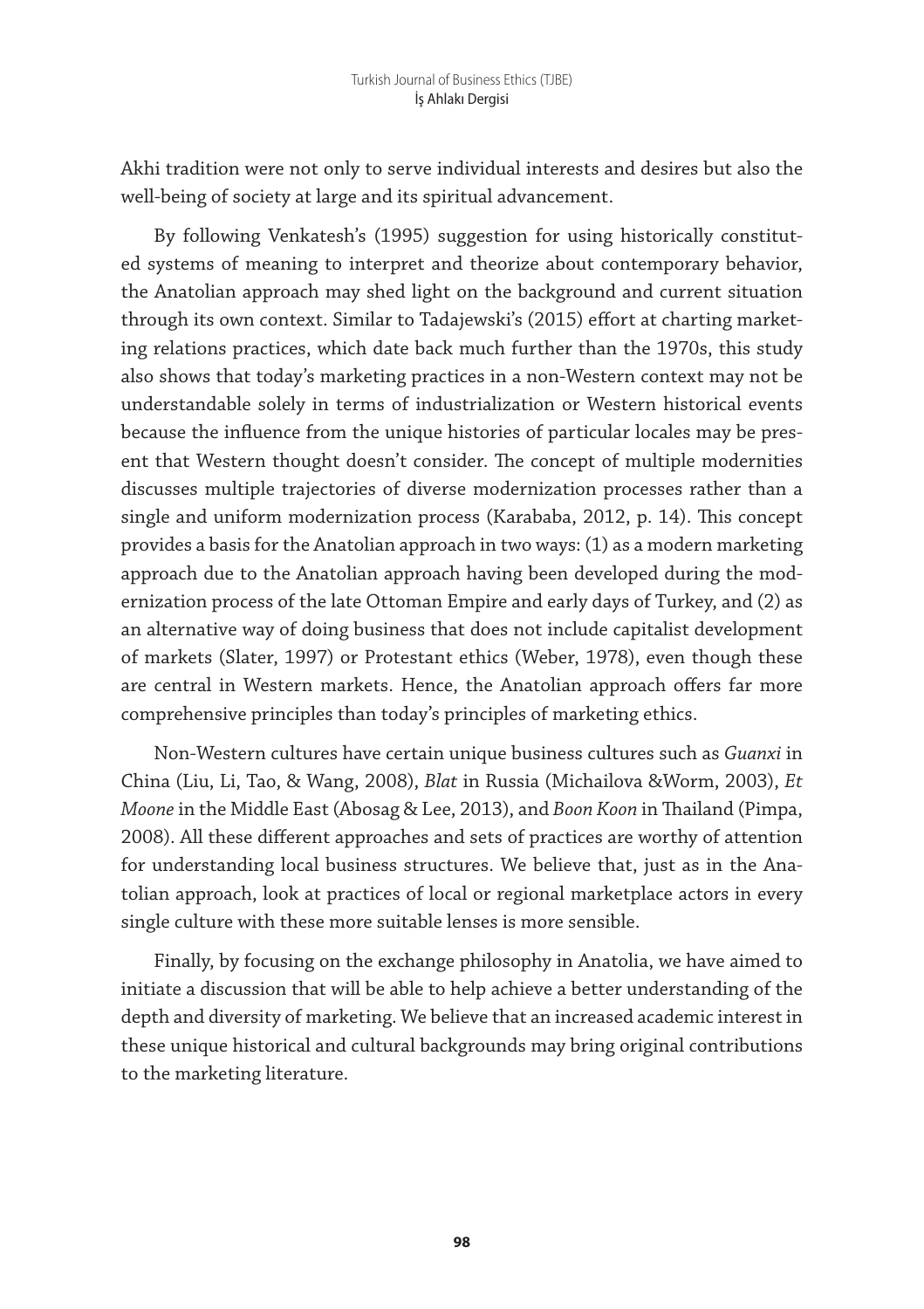Akhi tradition were not only to serve individual interests and desires but also the well-being of society at large and its spiritual advancement.

By following Venkatesh's (1995) suggestion for using historically constituted systems of meaning to interpret and theorize about contemporary behavior, the Anatolian approach may shed light on the background and current situation through its own context. Similar to Tadajewski's (2015) effort at charting marketing relations practices, which date back much further than the 1970s, this study also shows that today's marketing practices in a non-Western context may not be understandable solely in terms of industrialization or Western historical events because the influence from the unique histories of particular locales may be present that Western thought doesn't consider. The concept of multiple modernities discusses multiple trajectories of diverse modernization processes rather than a single and uniform modernization process (Karababa, 2012, p. 14). This concept provides a basis for the Anatolian approach in two ways: (1) as a modern marketing approach due to the Anatolian approach having been developed during the modernization process of the late Ottoman Empire and early days of Turkey, and (2) as an alternative way of doing business that does not include capitalist development of markets (Slater, 1997) or Protestant ethics (Weber, 1978), even though these are central in Western markets. Hence, the Anatolian approach offers far more comprehensive principles than today's principles of marketing ethics.

Non-Western cultures have certain unique business cultures such as *Guanxi* in China (Liu, Li, Tao, & Wang, 2008), *Blat* in Russia (Michailova &Worm, 2003), *Et Moone* in the Middle East (Abosag & Lee, 2013), and *Boon Koon* in Thailand (Pimpa, 2008). All these different approaches and sets of practices are worthy of attention for understanding local business structures. We believe that, just as in the Anatolian approach, look at practices of local or regional marketplace actors in every single culture with these more suitable lenses is more sensible.

Finally, by focusing on the exchange philosophy in Anatolia, we have aimed to initiate a discussion that will be able to help achieve a better understanding of the depth and diversity of marketing. We believe that an increased academic interest in these unique historical and cultural backgrounds may bring original contributions to the marketing literature.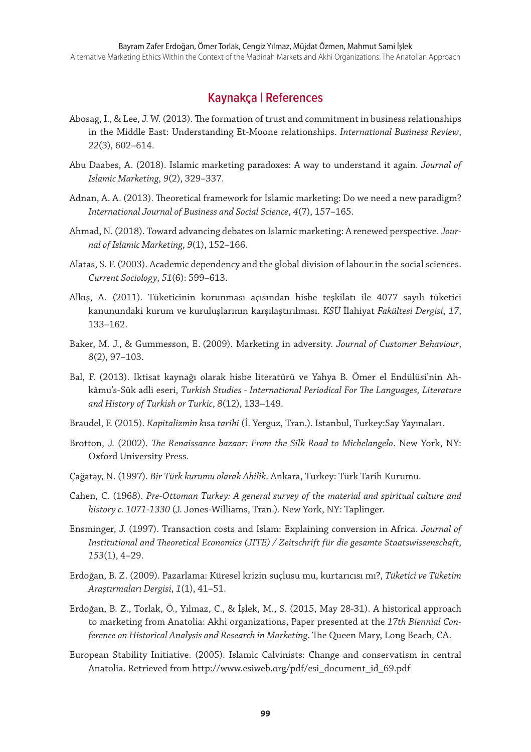## Kaynakça | References

Abosag, I., & Lee, J. W. (2013). The formation of trust and commitment in business relationships in the Middle East: Understanding Et-Moone relationships. *International Business Review*, *22*(3), 602–614.

Abu Daabes, A. (2018). Islamic marketing paradoxes: A way to understand it again. *Journal of Islamic Marketing*, *9*(2), 329–337.

Adnan, A. A. (2013). Theoretical framework for Islamic marketing: Do we need a new paradigm? *International Journal of Business and Social Science*, *4*(7), 157–165.

Ahmad, N. (2018). Toward advancing debates on Islamic marketing: A renewed perspective. *Journal of Islamic Marketing*, *9*(1), 152–166.

Alatas, S. F. (2003). Academic dependency and the global division of labour in the social sciences. *Current Sociology*, *51*(6): 599–613.

Alkış, A. (2011). Tüketicinin korunması açısından hisbe teşkilatı ile 4077 sayılı tüketici kanunundaki kurum ve kuruluşlarının karşılaştırılması. *KSÜ* İlahiyat *Fakültesi Dergisi*, *17*, 133–162.

Baker, M. J., & Gummesson, E. (2009). Marketing in adversity. *Journal of Customer Behaviour*, *8*(2), 97–103.

Bal, F. (2013). Iktisat kaynağı olarak hisbe literatürü ve Yahya B. Ömer el Endülüsi'nin Ahkâmu's-Sûk adli eseri, *Turkish Studies - International Periodical For The Languages, Literature and History of Turkish or Turkic*, *8*(12), 133–149.

Braudel, F. (2015). *Kapitalizmin k*ısa *tarihi* (İ. Yerguz, Tran.). Istanbul, Turkey:Say Yayınaları.

Brotton, J. (2002). *The Renaissance bazaar: From the Silk Road to Michelangelo*. New York, NY: Oxford University Press.

Çağatay, N. (1997). *Bir Türk kurumu olarak Ahilik*. Ankara, Turkey: Türk Tarih Kurumu.

Cahen, C. (1968). *Pre-Ottoman Turkey: A general survey of the material and spiritual culture and history c. 1071-1330* (J. Jones-Williams, Tran.). New York, NY: Taplinger.

Ensminger, J. (1997). Transaction costs and Islam: Explaining conversion in Africa. *Journal of Institutional and Theoretical Economics (JITE) / Zeitschrift für die gesamte Staatswissenschaft*, *153*(1), 4–29.

Erdoğan, B. Z. (2009). Pazarlama: Küresel krizin suçlusu mu, kurtarıcısı mı?, *Tüketici ve Tüketim Araştırmaları Dergisi*, *1*(1), 41–51.

Erdoğan, B. Z., Torlak, Ö., Yılmaz, C., & İşlek, M., S. (2015, May 28-31). A historical approach to marketing from Anatolia: Akhi organizations, Paper presented at the *17th Biennial Conference on Historical Analysis and Research in Marketing*. The Queen Mary, Long Beach, CA.

European Stability Initiative. (2005). Islamic Calvinists: Change and conservatism in central Anatolia. Retrieved from http://www.esiweb.org/pdf/esi_document_id_69.pdf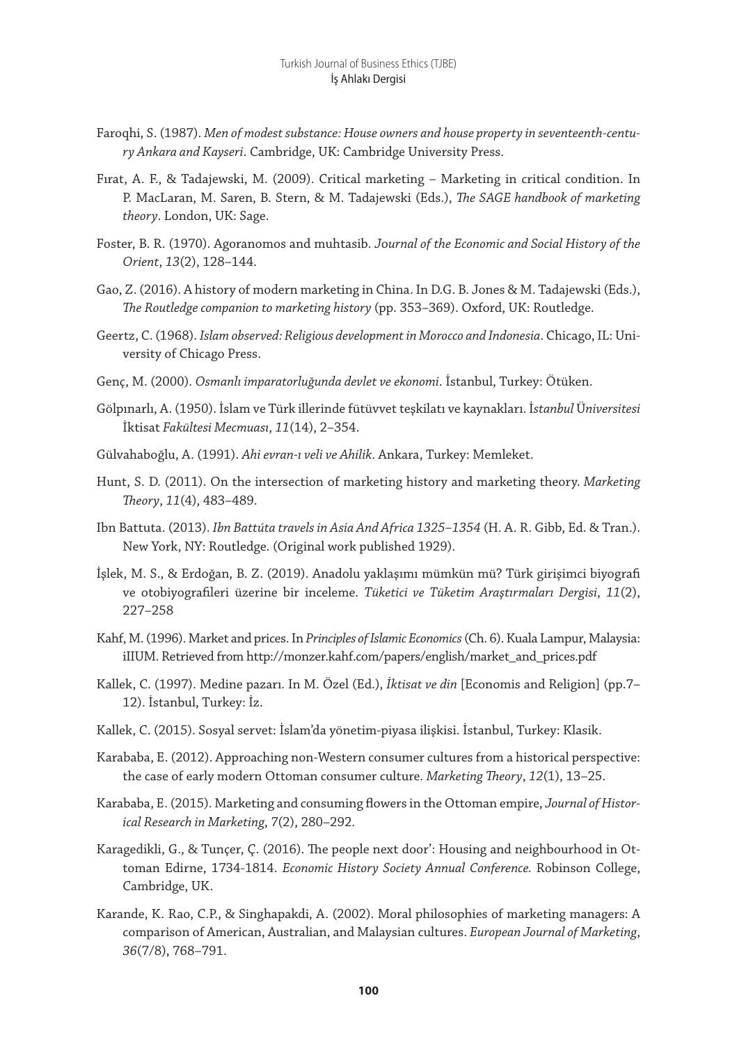Faroqhi, S. (1987). *Men of modest substance: House owners and house property in seventeenth-century Ankara and Kayseri*. Cambridge, UK: Cambridge University Press.

Fırat, A. F., & Tadajewski, M. (2009). Critical marketing – Marketing in critical condition. In P. MacLaran, M. Saren, B. Stern, & M. Tadajewski (Eds.), *The SAGE handbook of marketing theory*. London, UK: Sage.

Foster, B. R. (1970). Agoranomos and muhtasib. *Journal of the Economic and Social History of the Orient*, *13*(2), 128–144.

Gao, Z. (2016). A history of modern marketing in China. In D.G. B. Jones & M. Tadajewski (Eds.), *The Routledge companion to marketing history* (pp. 353–369). Oxford, UK: Routledge.

Geertz, C. (1968). *Islam observed: Religious development in Morocco and Indonesia*. Chicago, IL: University of Chicago Press.

Genç, M. (2000). *Osmanlı imparatorluğunda devlet ve ekonomi*. İstanbul, Turkey: Ötüken.

Gölpınarlı, A. (1950). İslam ve Türk illerinde fütüvvet teşkilatı ve kaynakları. *İstanbul Üniversitesi İktisat Fakültesi Mecmuası*, *11*(14), 2–354.

Gülvahaboğlu, A. (1991). *Ahi evran-ı veli ve Ahilik*. Ankara, Turkey: Memleket.

Hunt, S. D. (2011). On the intersection of marketing history and marketing theory. *Marketing Theory*, *11*(4), 483–489.

Ibn Battuta. (2013). *Ibn Battúta travels in Asia And Africa 1325–1354* (H. A. R. Gibb, Ed. & Tran.). New York, NY: Routledge. (Original work published 1929).

İşlek, M. S., & Erdoğan, B. Z. (2019). Anadolu yaklaşımı mümkün mü? Türk girişimci biyografi ve otobiyografileri üzerine bir inceleme. *Tüketici ve Tüketim Araştırmaları Dergisi*, *11*(2), 227–258

Kahf, M. (1996). Market and prices. In *Principles of Islamic Economics* (Ch. 6). Kuala Lampur, Malaysia: iIIUM. Retrieved from http://monzer.kahf.com/papers/english/market_and_prices.pdf

Kallek, C. (1997). Medine pazarı. In M. Özel (Ed.), *İktisat ve din* [Economis and Religion] (pp.7–12). İstanbul, Turkey: İz.

Kallek, C. (2015). Sosyal servet: İslam'da yönetim-piyasa ilişkisi. İstanbul, Turkey: Klasik.

Karababa, E. (2012). Approaching non-Western consumer cultures from a historical perspective: the case of early modern Ottoman consumer culture. *Marketing Theory*, *12*(1), 13–25.

Karababa, E. (2015). Marketing and consuming flowers in the Ottoman empire, *Journal of Historical Research in Marketing*, 7(2), 280–292.

Karagedikli, G., & Tunçer, Ç. (2016). The people next door': Housing and neighbourhood in Ottoman Edirne, 1734-1814. *Economic History Society Annual Conference.* Robinson College, Cambridge, UK.

Karande, K. Rao, C.P., & Singhapakdi, A. (2002). Moral philosophies of marketing managers: A comparison of American, Australian, and Malaysian cultures. *European Journal of Marketing*, *36*(7/8), 768–791.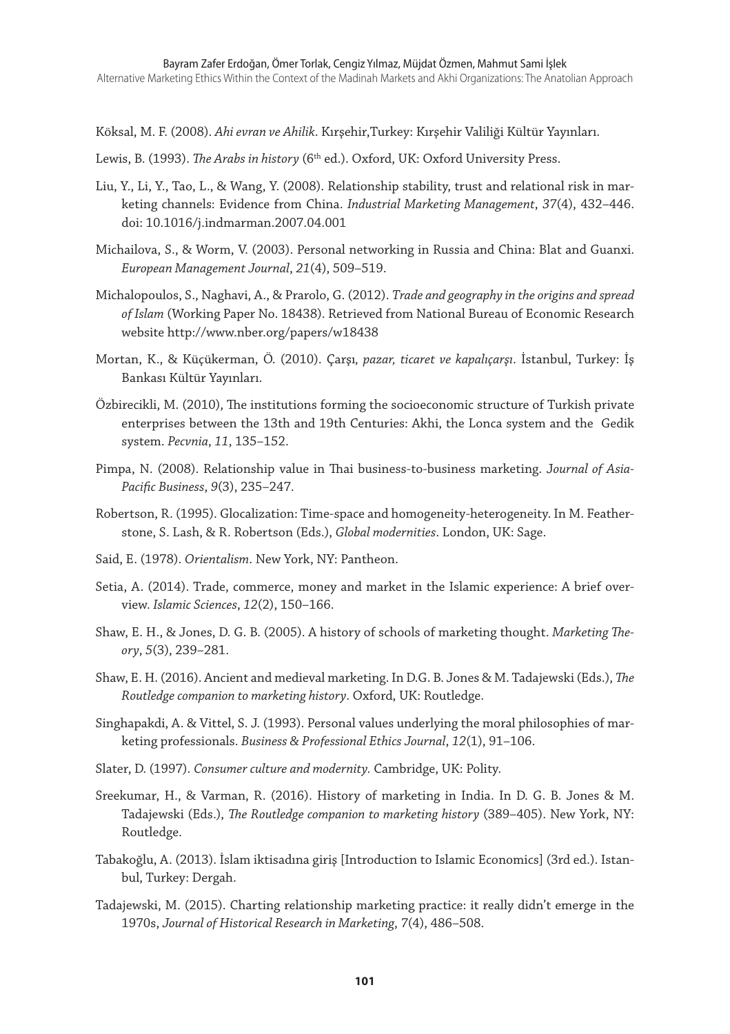Köksal, M. F. (2008). *Ahi evran ve Ahilik*. Kırşehir,Turkey: Kırşehir Valiliği Kültür Yayınları.

Lewis, B. (1993). *The Arabs in history* (6th ed.). Oxford, UK: Oxford University Press.

Liu, Y., Li, Y., Tao, L., & Wang, Y. (2008). Relationship stability, trust and relational risk in marketing channels: Evidence from China. *Industrial Marketing Management*, *37*(4), 432–446. doi: 10.1016/j.indmarman.2007.04.001

Michailova, S., & Worm, V. (2003). Personal networking in Russia and China: Blat and Guanxi. *European Management Journal*, *21*(4), 509–519.

Michalopoulos, S., Naghavi, A., & Prarolo, G. (2012). *Trade and geography in the origins and spread of Islam* (Working Paper No. 18438). Retrieved from National Bureau of Economic Research website http://www.nber.org/papers/w18438

Mortan, K., & Küçükerman, Ö. (2010). Çarşı*, pazar, ticaret ve kapalıçarşı*. İstanbul, Turkey: İş Bankası Kültür Yayınları.

Özbirecikli, M. (2010), The institutions forming the socioeconomic structure of Turkish private enterprises between the 13th and 19th Centuries: Akhi, the Lonca system and the Gedik system. *Pecvnia*, *11*, 135–152.

Pimpa, N. (2008). Relationship value in Thai business-to-business marketing. *Journal of Asia-Pacific Business*, *9*(3), 235–247.

Robertson, R. (1995). Glocalization: Time-space and homogeneity-heterogeneity. In M. Featherstone, S. Lash, & R. Robertson (Eds.), *Global modernities*. London, UK: Sage.

Said, E. (1978). *Orientalism*. New York, NY: Pantheon.

Setia, A. (2014). Trade, commerce, money and market in the Islamic experience: A brief overview. *Islamic Sciences*, *12*(2), 150–166.

Shaw, E. H., & Jones, D. G. B. (2005). A history of schools of marketing thought. *Marketing Theory*, *5*(3), 239–281.

Shaw, E. H. (2016). Ancient and medieval marketing. In D.G. B. Jones & M. Tadajewski (Eds.), *The Routledge companion to marketing history*. Oxford, UK: Routledge.

Singhapakdi, A. & Vittel, S. J. (1993). Personal values underlying the moral philosophies of marketing professionals. *Business & Professional Ethics Journal*, *12*(1), 91–106.

Slater, D. (1997). *Consumer culture and modernity.* Cambridge, UK: Polity.

Sreekumar, H., & Varman, R. (2016). History of marketing in India. In D. G. B. Jones & M. Tadajewski (Eds.), *The Routledge companion to marketing history* (389–405). New York, NY: Routledge.

Tabakoğlu, A. (2013). İslam iktisadına giriş [Introduction to Islamic Economics] (3rd ed.). Istanbul, Turkey: Dergah.

Tadajewski, M. (2015). Charting relationship marketing practice: it really didn't emerge in the 1970s, *Journal of Historical Research in Marketing*, 7(4), 486–508.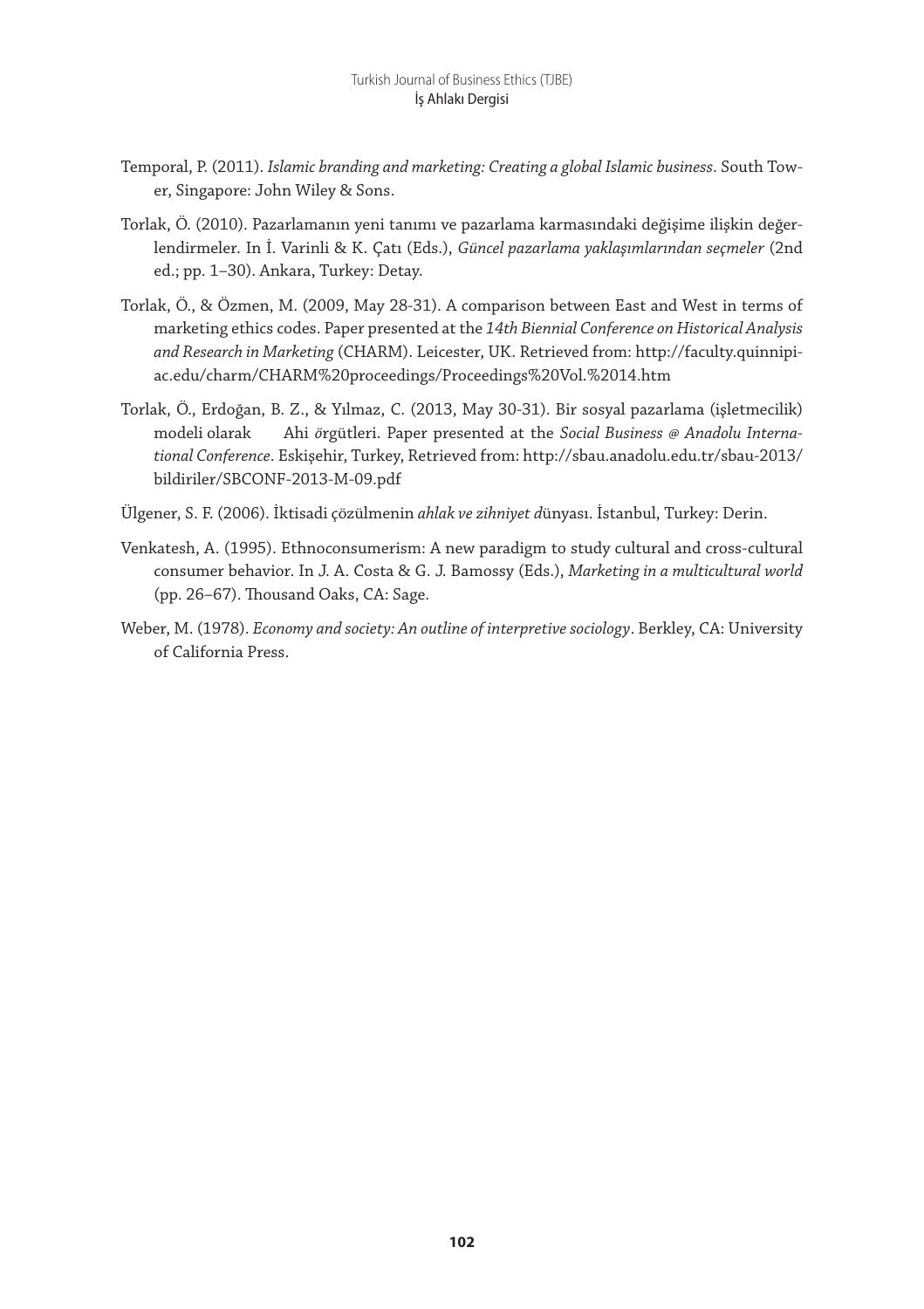Temporal, P. (2011). *Islamic branding and marketing: Creating a global Islamic business*. South Tower, Singapore: John Wiley & Sons.

Torlak, Ö. (2010). Pazarlamanın yeni tanımı ve pazarlama karmasındaki değişime ilişkin değerlendirmeler. In İ. Varinli & K. Çatı (Eds.), *Güncel pazarlama yaklaşımlarından seçmeler* (2nd ed.; pp. 1–30). Ankara, Turkey: Detay.

Torlak, Ö., & Özmen, M. (2009, May 28-31). A comparison between East and West in terms of marketing ethics codes. Paper presented at the *14th Biennial Conference on Historical Analysis and Research in Marketing* (CHARM). Leicester, UK. Retrieved from: http://faculty.quinnipiac.edu/charm/CHARM%20proceedings/Proceedings%20Vol.%2014.htm

Torlak, Ö., Erdoğan, B. Z., & Yılmaz, C. (2013, May 30-31). Bir sosyal pazarlama (işletmecilik) modeli olarak Ahi örgütleri. Paper presented at the *Social Business @ Anadolu International Conference*. Eskişehir, Turkey, Retrieved from: http://sbau.anadolu.edu.tr/sbau-2013/bildiriler/SBCONF-2013-M-09.pdf

Ülgener, S. F. (2006). İktisadi çözülmenin *ahlak ve zihniyet d*ünyası. İstanbul, Turkey: Derin.

Venkatesh, A. (1995). Ethnoconsumerism: A new paradigm to study cultural and cross-cultural consumer behavior. In J. A. Costa & G. J. Bamossy (Eds.), *Marketing in a multicultural world* (pp. 26–67). Thousand Oaks, CA: Sage.

Weber, M. (1978). *Economy and society: An outline of interpretive sociology*. Berkley, CA: University of California Press.